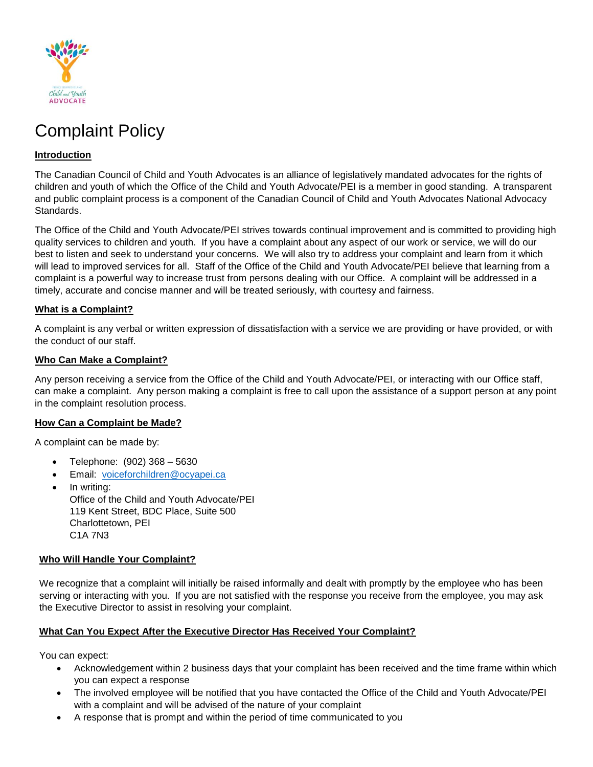# Complaint Policy

## Introduction

The Canadian Council of Child and Youth Advocates is an alliance of legislatively mandated advocates for the rights of children and youth of which the Office of the Child and Youth Advocate/PEI is a member in good standing. A transparent and public complaint process is a component of the Canadian Council of Child and Youth Advocates National Advocacy Standards.

The Office of the Child and Youth Advocate/PEI strives towards continual improvement and is committed to providing high quality services to children and youth. If you have a complaint about any aspect of our work or service, we will do our best to listen and seek to understand your concerns. We will also try to address your complaint and learn from it which will lead to improved services for all. Staff of the Office of the Child and Youth Advocate/PEI believe that learning from a complaint is a powerful way to increase trust from persons dealing with our Office. A complaint will be addressed in a timely, accurate and concise manner and will be treated seriously, with courtesy and fairness.

## What is a Complaint?

A complaint is any verbal or written expression of dissatisfaction with a service we are providing or have provided, or with the conduct of our staff.

## Who Can Make a Complaint?

Any person receiving a service from the Office of the Child and Youth Advocate/PEI, or interacting with our Office staff, can make a complaint. Any person making a complaint is free to call upon the assistance of a support person at any point in the complaint resolution process.

## How Can a Complaint be Made?

A complaint can be made by:

- Telephone: (902) 368 – 5630
- Email: voiceforchildren@ocyapei.ca
- In writing:
  Office of the Child and Youth Advocate/PEI
  119 Kent Street, BDC Place, Suite 500
  Charlottetown, PEI
  C1A 7N3

## Who Will Handle Your Complaint?

We recognize that a complaint will initially be raised informally and dealt with promptly by the employee who has been serving or interacting with you. If you are not satisfied with the response you receive from the employee, you may ask the Executive Director to assist in resolving your complaint.

## What Can You Expect After the Executive Director Has Received Your Complaint?

You can expect:

- Acknowledgement within 2 business days that your complaint has been received and the time frame within which you can expect a response
- The involved employee will be notified that you have contacted the Office of the Child and Youth Advocate/PEI with a complaint and will be advised of the nature of your complaint
- A response that is prompt and within the period of time communicated to you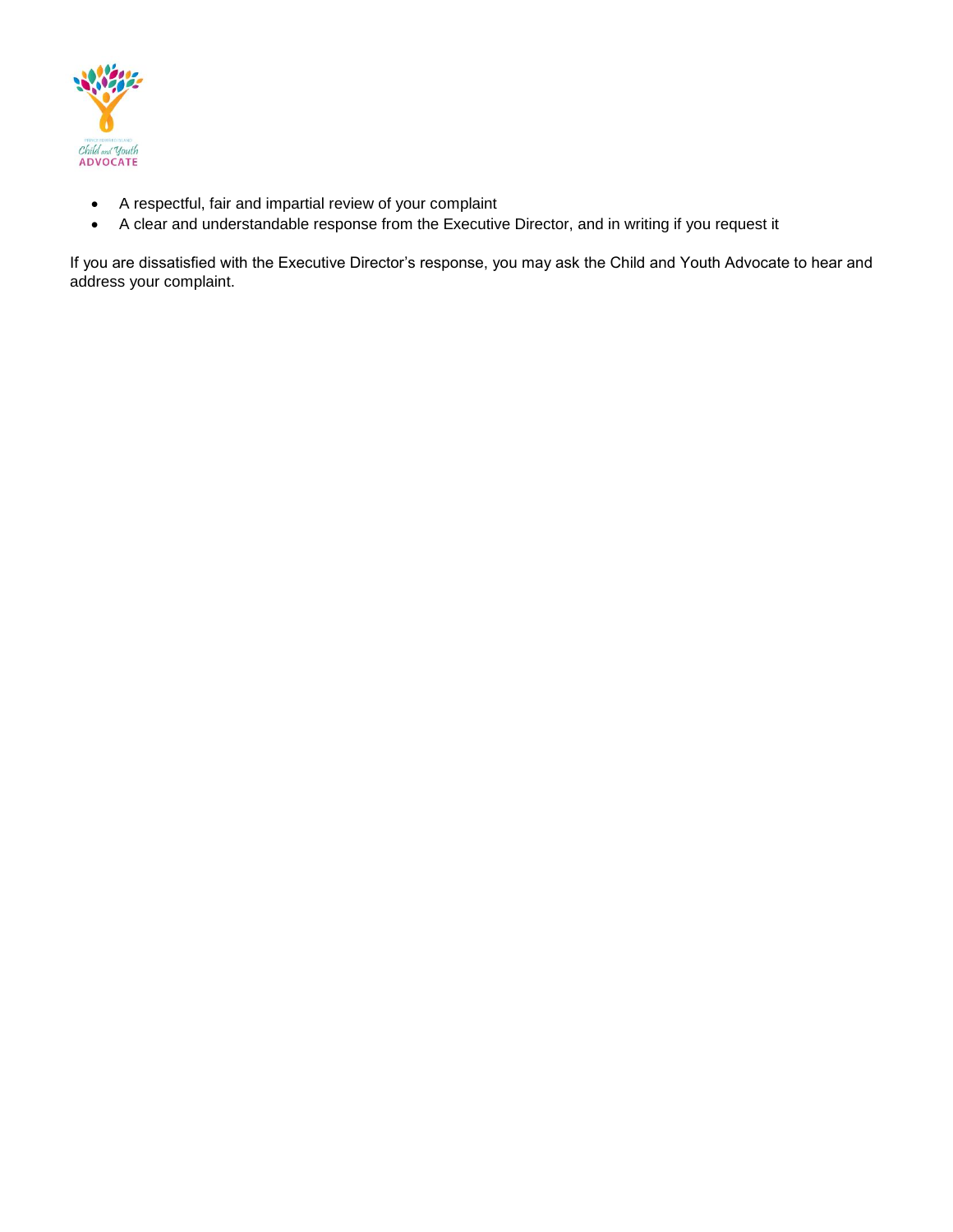- A respectful, fair and impartial review of your complaint
- A clear and understandable response from the Executive Director, and in writing if you request it

If you are dissatisfied with the Executive Director's response, you may ask the Child and Youth Advocate to hear and address your complaint.